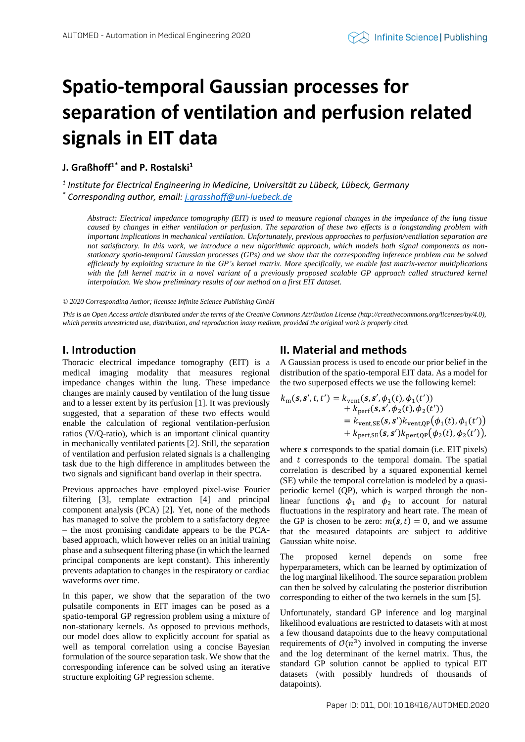# Spatio-temporal Gaussian processes for separation of ventilation and perfusion related signals in EIT data

**J. Graßhoff[1*] and P. Rostalski[1]**

*[1] Institute for Electrical Engineering in Medicine, Universität zu Lübeck, Lübeck, Germany*
*[*] Corresponding author, email: j.grasshoff@uni-luebeck.de*

*Abstract: Electrical impedance tomography (EIT) is used to measure regional changes in the impedance of the lung tissue caused by changes in either ventilation or perfusion. The separation of these two effects is a longstanding problem with important implications in mechanical ventilation. Unfortunately, previous approaches to perfusion/ventilation separation are not satisfactory. In this work, we introduce a new algorithmic approach, which models both signal components as non-stationary spatio-temporal Gaussian processes (GPs) and we show that the corresponding inference problem can be solved efficiently by exploiting structure in the GP's kernel matrix. More specifically, we enable fast matrix-vector multiplications with the full kernel matrix in a novel variant of a previously proposed scalable GP approach called structured kernel interpolation. We show preliminary results of our method on a first EIT dataset.*

*© 2020 Corresponding Author; licensee Infinite Science Publishing GmbH*

*This is an Open Access article distributed under the terms of the Creative Commons Attribution License (http://creativecommons.org/licenses/by/4.0), which permits unrestricted use, distribution, and reproduction inany medium, provided the original work is properly cited.*

## I. Introduction

Thoracic electrical impedance tomography (EIT) is a medical imaging modality that measures regional impedance changes within the lung. These impedance changes are mainly caused by ventilation of the lung tissue and to a lesser extent by its perfusion [1]. It was previously suggested, that a separation of these two effects would enable the calculation of regional ventilation-perfusion ratios (V/Q-ratio), which is an important clinical quantity in mechanically ventilated patients [2]. Still, the separation of ventilation and perfusion related signals is a challenging task due to the high difference in amplitudes between the two signals and significant band overlap in their spectra.

Previous approaches have employed pixel-wise Fourier filtering [3], template extraction [4] and principal component analysis (PCA) [2]. Yet, none of the methods has managed to solve the problem to a satisfactory degree – the most promising candidate appears to be the PCA-based approach, which however relies on an initial training phase and a subsequent filtering phase (in which the learned principal components are kept constant). This inherently prevents adaptation to changes in the respiratory or cardiac waveforms over time.

In this paper, we show that the separation of the two pulsatile components in EIT images can be posed as a spatio-temporal GP regression problem using a mixture of non-stationary kernels. As opposed to previous methods, our model does allow to explicitly account for spatial as well as temporal correlation using a concise Bayesian formulation of the source separation task. We show that the corresponding inference can be solved using an iterative structure exploiting GP regression scheme.

## II. Material and methods

A Gaussian process is used to encode our prior belief in the distribution of the spatio-temporal EIT data. As a model for the two superposed effects we use the following kernel:

$$
\begin{aligned}
k_{\mathrm{m}}(\boldsymbol{s}, \boldsymbol{s}', t, t') &= k_{\mathrm{vent}}(\boldsymbol{s}, \boldsymbol{s}', \phi_1(t), \phi_1(t')) \\
&\quad + k_{\mathrm{perf}}(\boldsymbol{s}, \boldsymbol{s}', \phi_2(t), \phi_2(t')) \\
&= k_{\mathrm{vent,SE}}(\boldsymbol{s}, \boldsymbol{s}') k_{\mathrm{vent,QP}}\big(\phi_1(t), \phi_1(t')\big) \\
&\quad + k_{\mathrm{perf,SE}}(\boldsymbol{s}, \boldsymbol{s}') k_{\mathrm{perf,QP}}\big(\phi_2(t), \phi_2(t')\big),
\end{aligned}
$$

where $\boldsymbol{s}$ corresponds to the spatial domain (i.e. EIT pixels) and $t$ corresponds to the temporal domain. The spatial correlation is described by a squared exponential kernel (SE) while the temporal correlation is modeled by a quasi-periodic kernel (QP), which is warped through the non-linear functions $\phi_1$ and $\phi_2$ to account for natural fluctuations in the respiratory and heart rate. The mean of the GP is chosen to be zero: $m(\boldsymbol{s}, t) = 0$, and we assume that the measured datapoints are subject to additive Gaussian white noise.

The proposed kernel depends on some free hyperparameters, which can be learned by optimization of the log marginal likelihood. The source separation problem can then be solved by calculating the posterior distribution corresponding to either of the two kernels in the sum [5].

Unfortunately, standard GP inference and log marginal likelihood evaluations are restricted to datasets with at most a few thousand datapoints due to the heavy computational requirements of $\mathcal{O}(n^3)$ involved in computing the inverse and the log determinant of the kernel matrix. Thus, the standard GP solution cannot be applied to typical EIT datasets (with possibly hundreds of thousands of datapoints).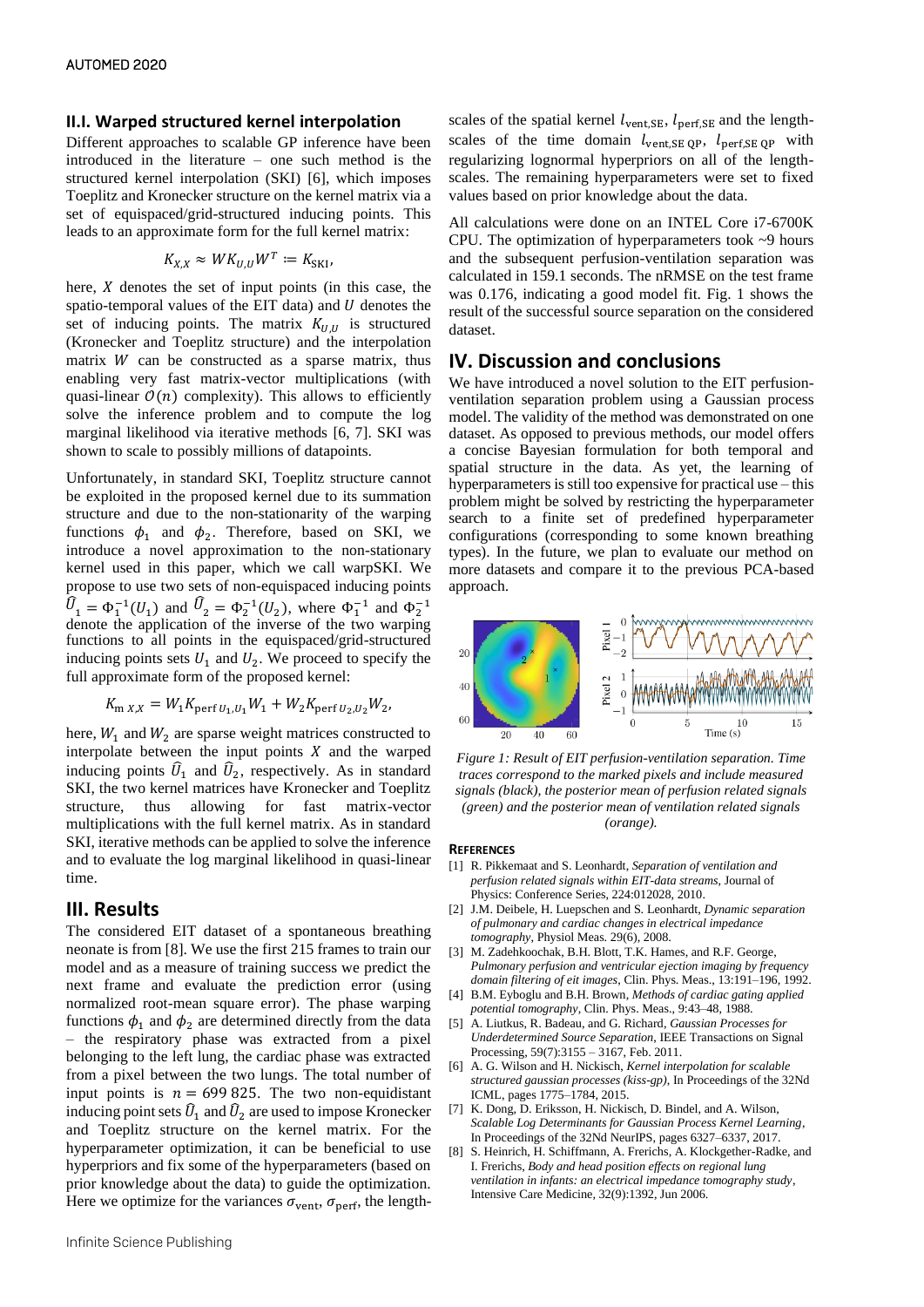## II.I. Warped structured kernel interpolation

Different approaches to scalable GP inference have been introduced in the literature – one such method is the structured kernel interpolation (SKI) [6], which imposes Toeplitz and Kronecker structure on the kernel matrix via a set of equispaced/grid-structured inducing points. This leads to an approximate form for the full kernel matrix:

$$K_{X,X} \approx W K_{U,U} W^T \coloneqq K_{\mathrm{SKI}},$$

here, $X$ denotes the set of input points (in this case, the spatio-temporal values of the EIT data) and $U$ denotes the set of inducing points. The matrix $K_{U,U}$ is structured (Kronecker and Toeplitz structure) and the interpolation matrix $W$ can be constructed as a sparse matrix, thus enabling very fast matrix-vector multiplications (with quasi-linear $\mathcal{O}(n)$ complexity). This allows to efficiently solve the inference problem and to compute the log marginal likelihood via iterative methods [6, 7]. SKI was shown to scale to possibly millions of datapoints.

Unfortunately, in standard SKI, Toeplitz structure cannot be exploited in the proposed kernel due to its summation structure and due to the non-stationarity of the warping functions $\phi_1$ and $\phi_2$. Therefore, based on SKI, we introduce a novel approximation to the non-stationary kernel used in this paper, which we call warpSKI. We propose to use two sets of non-equispaced inducing points $\widehat{U}_1 = \Phi_1^{-1}(U_1)$ and $\widehat{U}_2 = \Phi_2^{-1}(U_2)$, where $\Phi_1^{-1}$ and $\Phi_2^{-1}$ denote the application of the inverse of the two warping functions to all points in the equispaced/grid-structured inducing points sets $U_1$ and $U_2$. We proceed to specify the full approximate form of the proposed kernel:

$$K_{\mathrm{m}\,X,X} = W_1 K_{\mathrm{perf}\,U_1,U_1} W_1 + W_2 K_{\mathrm{perf}\,U_2,U_2} W_2,$$

here, $W_1$ and $W_2$ are sparse weight matrices constructed to interpolate between the input points $X$ and the warped inducing points $\widehat{U}_1$ and $\widehat{U}_2$, respectively. As in standard SKI, the two kernel matrices have Kronecker and Toeplitz structure, thus allowing for fast matrix-vector multiplications with the full kernel matrix. As in standard SKI, iterative methods can be applied to solve the inference and to evaluate the log marginal likelihood in quasi-linear time.

# III. Results

The considered EIT dataset of a spontaneous breathing neonate is from [8]. We use the first 215 frames to train our model and as a measure of training success we predict the next frame and evaluate the prediction error (using normalized root-mean square error). The phase warping functions $\phi_1$ and $\phi_2$ are determined directly from the data – the respiratory phase was extracted from a pixel belonging to the left lung, the cardiac phase was extracted from a pixel between the two lungs. The total number of input points is $n = 699\,825$. The two non-equidistant inducing point sets $\widehat{U}_1$ and $\widehat{U}_2$ are used to impose Kronecker and Toeplitz structure on the kernel matrix. For the hyperparameter optimization, it can be beneficial to use hyperpriors and fix some of the hyperparameters (based on prior knowledge about the data) to guide the optimization. Here we optimize for the variances $\sigma_{\mathrm{vent}}$, $\sigma_{\mathrm{perf}}$, the length-scales of the spatial kernel $l_{\mathrm{vent,SE}}$, $l_{\mathrm{perf,SE}}$ and the length-scales of the time domain $l_{\mathrm{vent,SE\;QP}}$, $l_{\mathrm{perf,SE\;QP}}$ with regularizing lognormal hyperpriors on all of the length-scales. The remaining hyperparameters were set to fixed values based on prior knowledge about the data.

All calculations were done on an INTEL Core i7-6700K CPU. The optimization of hyperparameters took ~9 hours and the subsequent perfusion-ventilation separation was calculated in 159.1 seconds. The nRMSE on the test frame was 0.176, indicating a good model fit. Fig. 1 shows the result of the successful source separation on the considered dataset.

# IV. Discussion and conclusions

We have introduced a novel solution to the EIT perfusion-ventilation separation problem using a Gaussian process model. The validity of the method was demonstrated on one dataset. As opposed to previous methods, our model offers a concise Bayesian formulation for both temporal and spatial structure in the data. As yet, the learning of hyperparameters is still too expensive for practical use – this problem might be solved by restricting the hyperparameter search to a finite set of predefined hyperparameter configurations (corresponding to some known breathing types). In the future, we plan to evaluate our method on more datasets and compare it to the previous PCA-based approach.

*Figure 1: Result of EIT perfusion-ventilation separation. Time traces correspond to the marked pixels and include measured signals (black), the posterior mean of perfusion related signals (green) and the posterior mean of ventilation related signals (orange).*

### References

[1] R. Pikkemaat and S. Leonhardt, *Separation of ventilation and perfusion related signals within EIT-data streams*, Journal of Physics: Conference Series, 224:012028, 2010.

[2] J.M. Deibele, H. Luepschen and S. Leonhardt, *Dynamic separation of pulmonary and cardiac changes in electrical impedance tomography*, Physiol Meas. 29(6), 2008.

[3] M. Zadehkoochak, B.H. Blott, T.K. Hames, and R.F. George, *Pulmonary perfusion and ventricular ejection imaging by frequency domain filtering of EIT images*, Clin. Phys. Meas., 13:191–196, 1992.

[4] B.M. Eyboglu and B.H. Brown, *Methods of cardiac gating applied potential tomography*, Clin. Phys. Meas., 9:43–48, 1988.

[5] A. Liutkus, R. Badeau, and G. Richard, *Gaussian Processes for Underdetermined Source Separation*, IEEE Transactions on Signal Processing, 59(7):3155 – 3167, Feb. 2011.

[6] A. G. Wilson and H. Nickisch, *Kernel interpolation for scalable structured gaussian processes (kiss-gp)*, In Proceedings of the 32Nd ICML, pages 1775–1784, 2015.

[7] K. Dong, D. Eriksson, H. Nickisch, D. Bindel, and A. Wilson, *Scalable Log Determinants for Gaussian Process Kernel Learning*, In Proceedings of the 32Nd NeurIPS, pages 6327–6337, 2017.

[8] S. Heinrich, H. Schiffmann, A. Frerichs, A. Klockgether-Radke, and I. Frerichs, *Body and head position effects on regional lung ventilation in infants: an electrical impedance tomography study*, Intensive Care Medicine, 32(9):1392, Jun 2006.